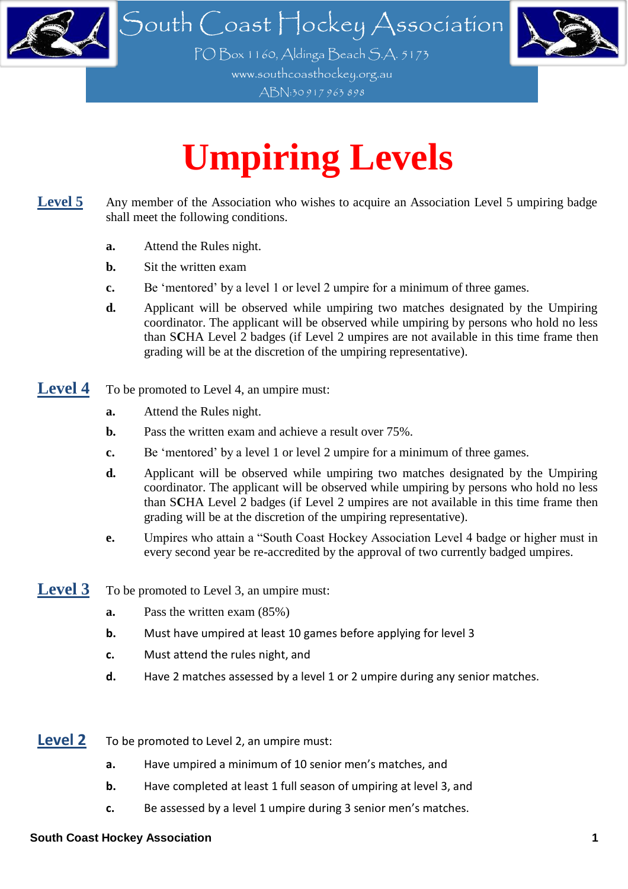South Coast Hockey Association

PO Box 1160, Aldinga Beach S.A. 5173

www.southcoasthockey.org.au

ABN:30 917 963 898

# Umpiring Levels

## Level 5

Any member of the Association who wishes to acquire an Association Level 5 umpiring badge shall meet the following conditions.

**a.** Attend the Rules night.

**b.** Sit the written exam

**c.** Be 'mentored' by a level 1 or level 2 umpire for a minimum of three games.

**d.** Applicant will be observed while umpiring two matches designated by the Umpiring coordinator. The applicant will be observed while umpiring by persons who hold no less than S**C**HA Level 2 badges (if Level 2 umpires are not available in this time frame then grading will be at the discretion of the umpiring representative).

## Level 4

To be promoted to Level 4, an umpire must:

**a.** Attend the Rules night.

**b.** Pass the written exam and achieve a result over 75%.

**c.** Be 'mentored' by a level 1 or level 2 umpire for a minimum of three games.

**d.** Applicant will be observed while umpiring two matches designated by the Umpiring coordinator. The applicant will be observed while umpiring by persons who hold no less than S**C**HA Level 2 badges (if Level 2 umpires are not available in this time frame then grading will be at the discretion of the umpiring representative).

**e.** Umpires who attain a "South Coast Hockey Association Level 4 badge or higher must in every second year be re-accredited by the approval of two currently badged umpires.

## Level 3

To be promoted to Level 3, an umpire must:

**a.** Pass the written exam (85%)

**b.** Must have umpired at least 10 games before applying for level 3

**c.** Must attend the rules night, and

**d.** Have 2 matches assessed by a level 1 or 2 umpire during any senior matches.

## Level 2

To be promoted to Level 2, an umpire must:

**a.** Have umpired a minimum of 10 senior men's matches, and

**b.** Have completed at least 1 full season of umpiring at level 3, and

**c.** Be assessed by a level 1 umpire during 3 senior men's matches.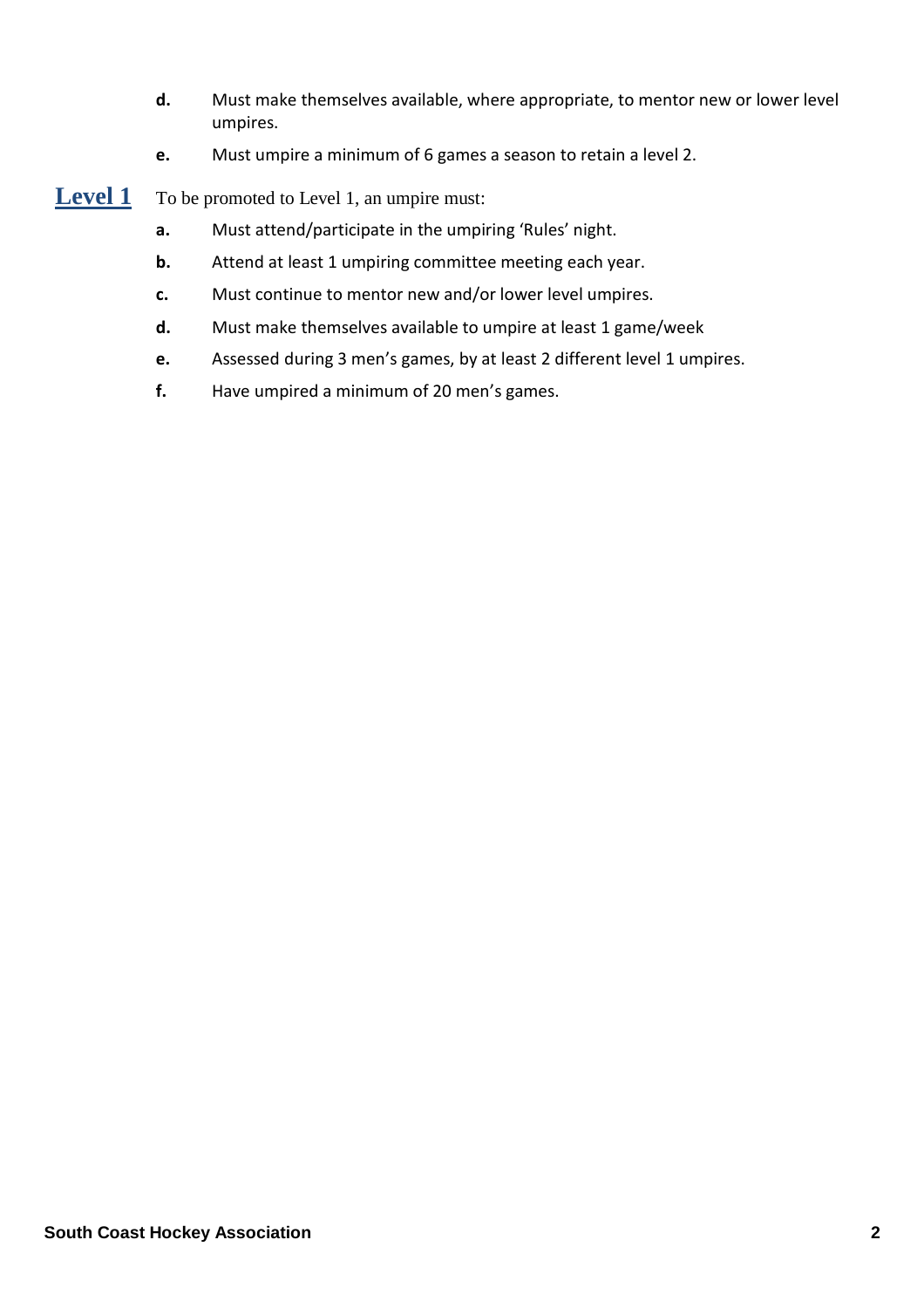d. Must make themselves available, where appropriate, to mentor new or lower level umpires.

e. Must umpire a minimum of 6 games a season to retain a level 2.

## Level 1

To be promoted to Level 1, an umpire must:

a. Must attend/participate in the umpiring 'Rules' night.

b. Attend at least 1 umpiring committee meeting each year.

c. Must continue to mentor new and/or lower level umpires.

d. Must make themselves available to umpire at least 1 game/week

e. Assessed during 3 men's games, by at least 2 different level 1 umpires.

f. Have umpired a minimum of 20 men's games.